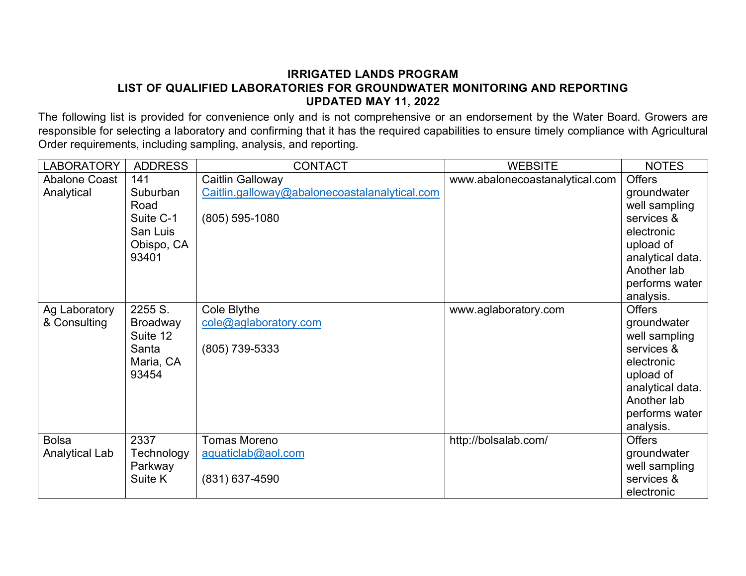**IRRIGATED LANDS PROGRAM**
**LIST OF QUALIFIED LABORATORIES FOR GROUNDWATER MONITORING AND REPORTING**
**UPDATED MAY 11, 2022**

The following list is provided for convenience only and is not comprehensive or an endorsement by the Water Board. Growers are responsible for selecting a laboratory and confirming that it has the required capabilities to ensure timely compliance with Agricultural Order requirements, including sampling, analysis, and reporting.

| LABORATORY | ADDRESS | CONTACT | WEBSITE | NOTES |
|---|---|---|---|---|
| Abalone Coast Analytical | 141 Suburban Road Suite C-1 San Luis Obispo, CA 93401 | Caitlin Galloway<br>Caitlin.galloway@abalonecoastalanalytical.com<br><br>(805) 595-1080 | www.abalonecoastanalytical.com | Offers groundwater well sampling services & electronic upload of analytical data. Another lab performs water analysis. |
| Ag Laboratory & Consulting | 2255 S. Broadway Suite 12 Santa Maria, CA 93454 | Cole Blythe<br>cole@aglaboratory.com<br><br>(805) 739-5333 | www.aglaboratory.com | Offers groundwater well sampling services & electronic upload of analytical data. Another lab performs water analysis. |
| Bolsa Analytical Lab | 2337 Technology Parkway Suite K | Tomas Moreno<br>aquaticlab@aol.com<br><br>(831) 637-4590 | http://bolsalab.com/ | Offers groundwater well sampling services & electronic |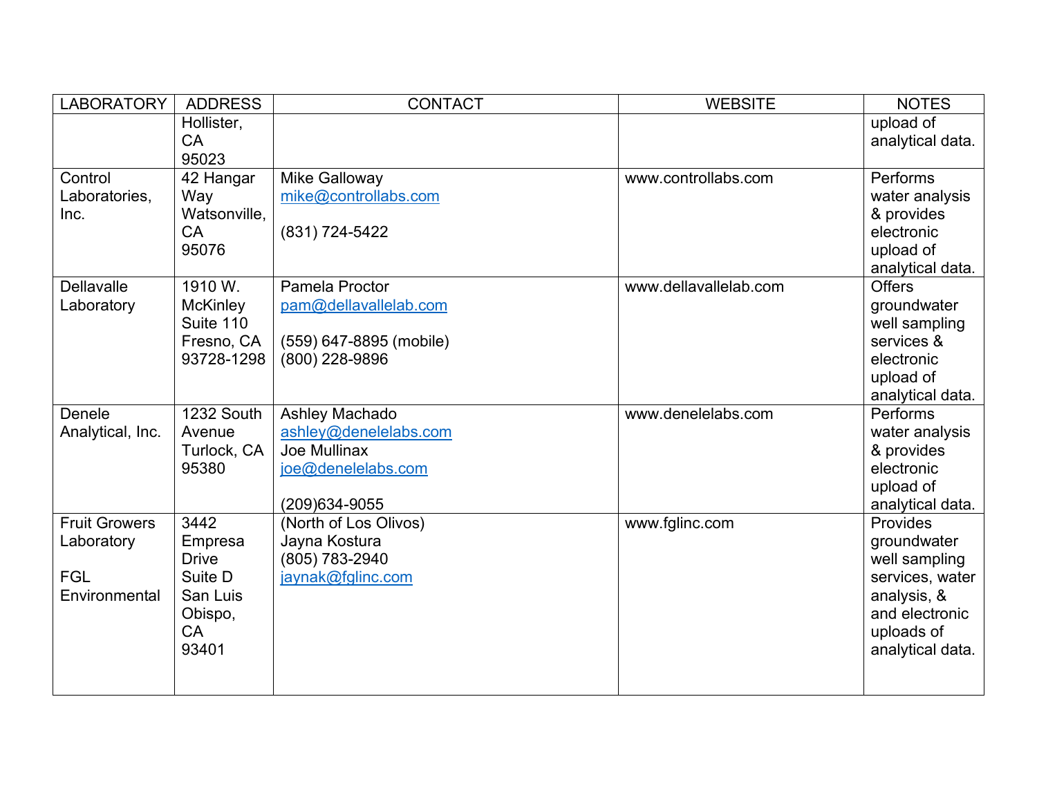| LABORATORY | ADDRESS | CONTACT | WEBSITE | NOTES |
|---|---|---|---|---|
| | Hollister, CA 95023 | | | upload of analytical data. |
| Control Laboratories, Inc. | 42 Hangar Way Watsonville, CA 95076 | Mike Galloway<br>mike@controllabs.com<br><br>(831) 724-5422 | www.controllabs.com | Performs water analysis & provides electronic upload of analytical data. |
| Dellavalle Laboratory | 1910 W. McKinley Suite 110 Fresno, CA 93728-1298 | Pamela Proctor<br>pam@dellavallelab.com<br><br>(559) 647-8895 (mobile)<br>(800) 228-9896 | www.dellavallelab.com | Offers groundwater well sampling services & electronic upload of analytical data. |
| Denele Analytical, Inc. | 1232 South Avenue Turlock, CA 95380 | Ashley Machado<br>ashley@denelelabs.com<br>Joe Mullinax<br>joe@denelelabs.com<br><br>(209)634-9055 | www.denelelabs.com | Performs water analysis & provides electronic upload of analytical data. |
| Fruit Growers Laboratory<br><br>FGL Environmental | 3442 Empresa Drive Suite D San Luis Obispo, CA 93401 | (North of Los Olivos)<br>Jayna Kostura<br>(805) 783-2940<br>jaynak@fglinc.com | www.fglinc.com | Provides groundwater well sampling services, water analysis, & and electronic uploads of analytical data. |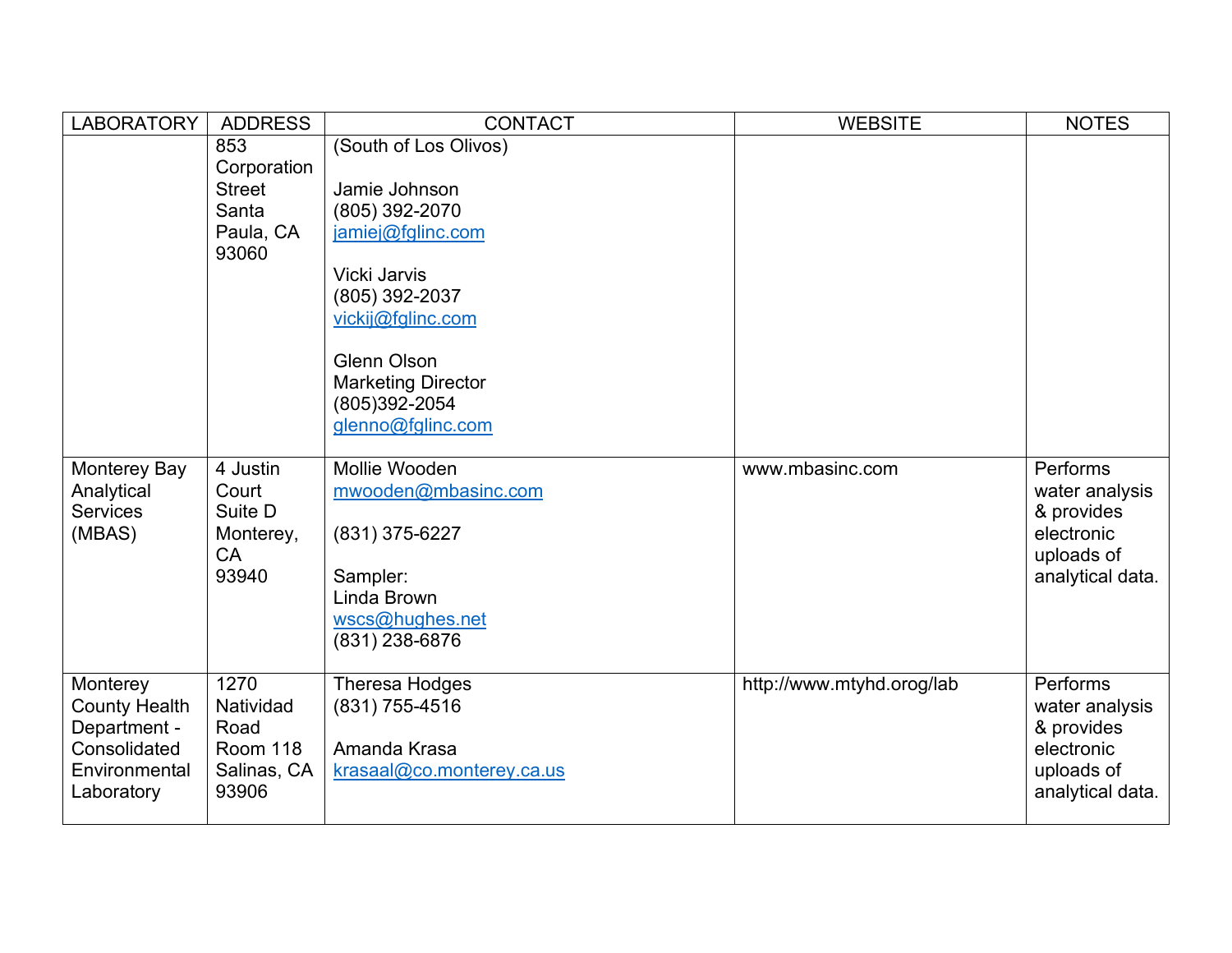| LABORATORY | ADDRESS | CONTACT | WEBSITE | NOTES |
|---|---|---|---|---|
| | 853 Corporation Street Santa Paula, CA 93060 | (South of Los Olivos)<br><br>Jamie Johnson<br>(805) 392-2070<br>jamiej@fglinc.com<br><br>Vicki Jarvis<br>(805) 392-2037<br>vickij@fglinc.com<br><br>Glenn Olson<br>Marketing Director<br>(805)392-2054<br>glenno@fglinc.com | | |
| Monterey Bay Analytical Services (MBAS) | 4 Justin Court Suite D Monterey, CA 93940 | Mollie Wooden<br>mwooden@mbasinc.com<br><br>(831) 375-6227<br><br>Sampler:<br>Linda Brown<br>wscs@hughes.net<br>(831) 238-6876 | www.mbasinc.com | Performs water analysis & provides electronic uploads of analytical data. |
| Monterey County Health Department - Consolidated Environmental Laboratory | 1270 Natividad Road Room 118 Salinas, CA 93906 | Theresa Hodges<br>(831) 755-4516<br><br>Amanda Krasa<br>krasaal@co.monterey.ca.us | http://www.mtyhd.orog/lab | Performs water analysis & provides electronic uploads of analytical data. |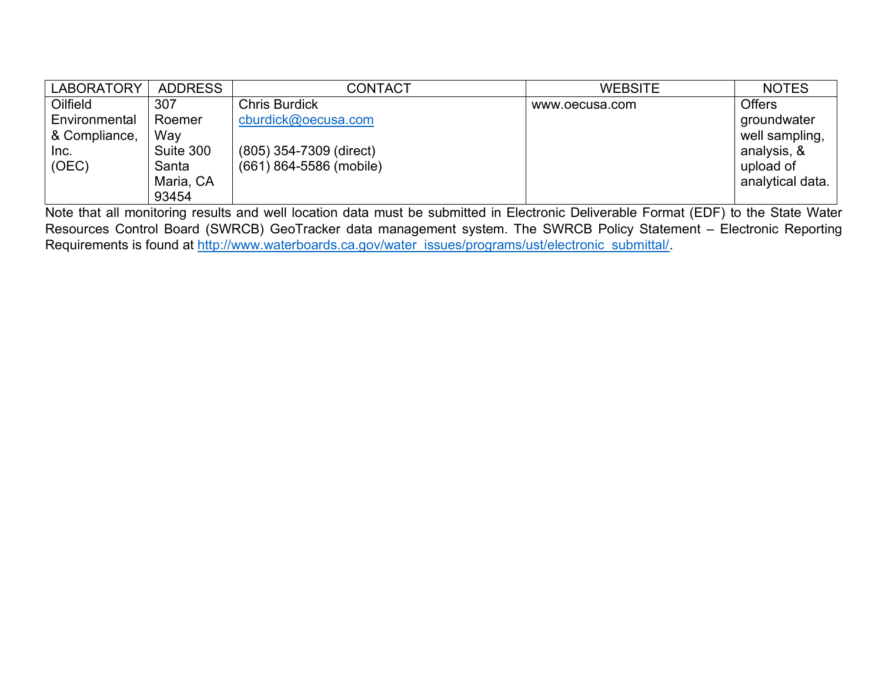| LABORATORY | ADDRESS | CONTACT | WEBSITE | NOTES |
|---|---|---|---|---|
| Oilfield Environmental & Compliance, Inc. (OEC) | 307 Roemer Way Suite 300 Santa Maria, CA 93454 | Chris Burdick<br>cburdick@oecusa.com<br><br>(805) 354-7309 (direct)<br>(661) 864-5586 (mobile) | www.oecusa.com | Offers groundwater well sampling, analysis, & upload of analytical data. |

Note that all monitoring results and well location data must be submitted in Electronic Deliverable Format (EDF) to the State Water Resources Control Board (SWRCB) GeoTracker data management system. The SWRCB Policy Statement – Electronic Reporting Requirements is found at http://www.waterboards.ca.gov/water_issues/programs/ust/electronic_submittal/.